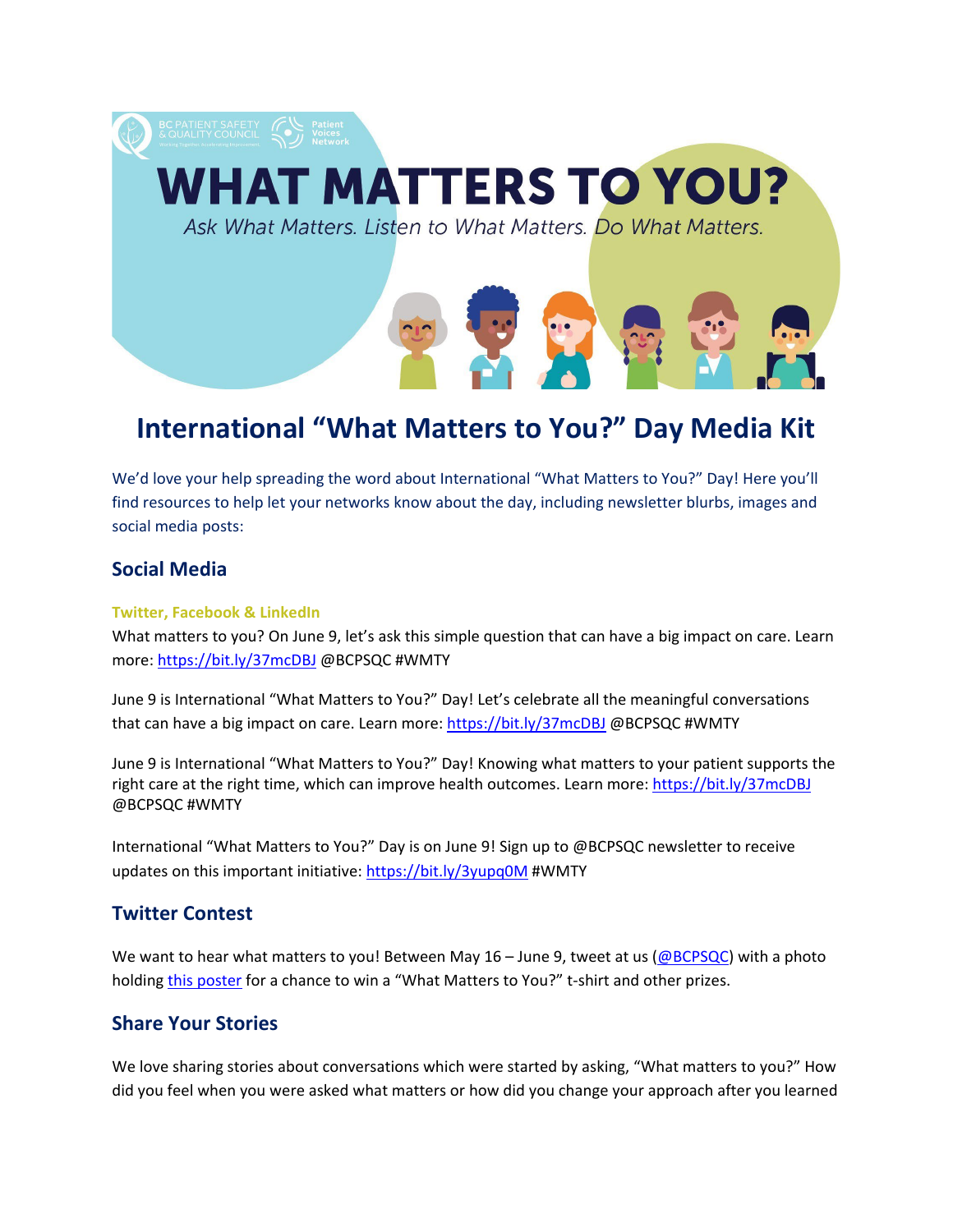# WHAT MATTERS TO YOU?

*Ask What Matters. Listen to What Matters. Do What Matters.*

## International "What Matters to You?" Day Media Kit

We'd love your help spreading the word about International "What Matters to You?" Day! Here you'll find resources to help let your networks know about the day, including newsletter blurbs, images and social media posts:

### Social Media

#### Twitter, Facebook & LinkedIn

What matters to you? On June 9, let's ask this simple question that can have a big impact on care. Learn more: https://bit.ly/37mcDBJ @BCPSQC #WMTY

June 9 is International "What Matters to You?" Day! Let's celebrate all the meaningful conversations that can have a big impact on care. Learn more: https://bit.ly/37mcDBJ @BCPSQC #WMTY

June 9 is International "What Matters to You?" Day! Knowing what matters to your patient supports the right care at the right time, which can improve health outcomes. Learn more: https://bit.ly/37mcDBJ @BCPSQC #WMTY

International "What Matters to You?" Day is on June 9! Sign up to @BCPSQC newsletter to receive updates on this important initiative: https://bit.ly/3yupq0M #WMTY

### Twitter Contest

We want to hear what matters to you! Between May 16 – June 9, tweet at us (@BCPSQC) with a photo holding this poster for a chance to win a "What Matters to You?" t-shirt and other prizes.

### Share Your Stories

We love sharing stories about conversations which were started by asking, "What matters to you?" How did you feel when you were asked what matters or how did you change your approach after you learned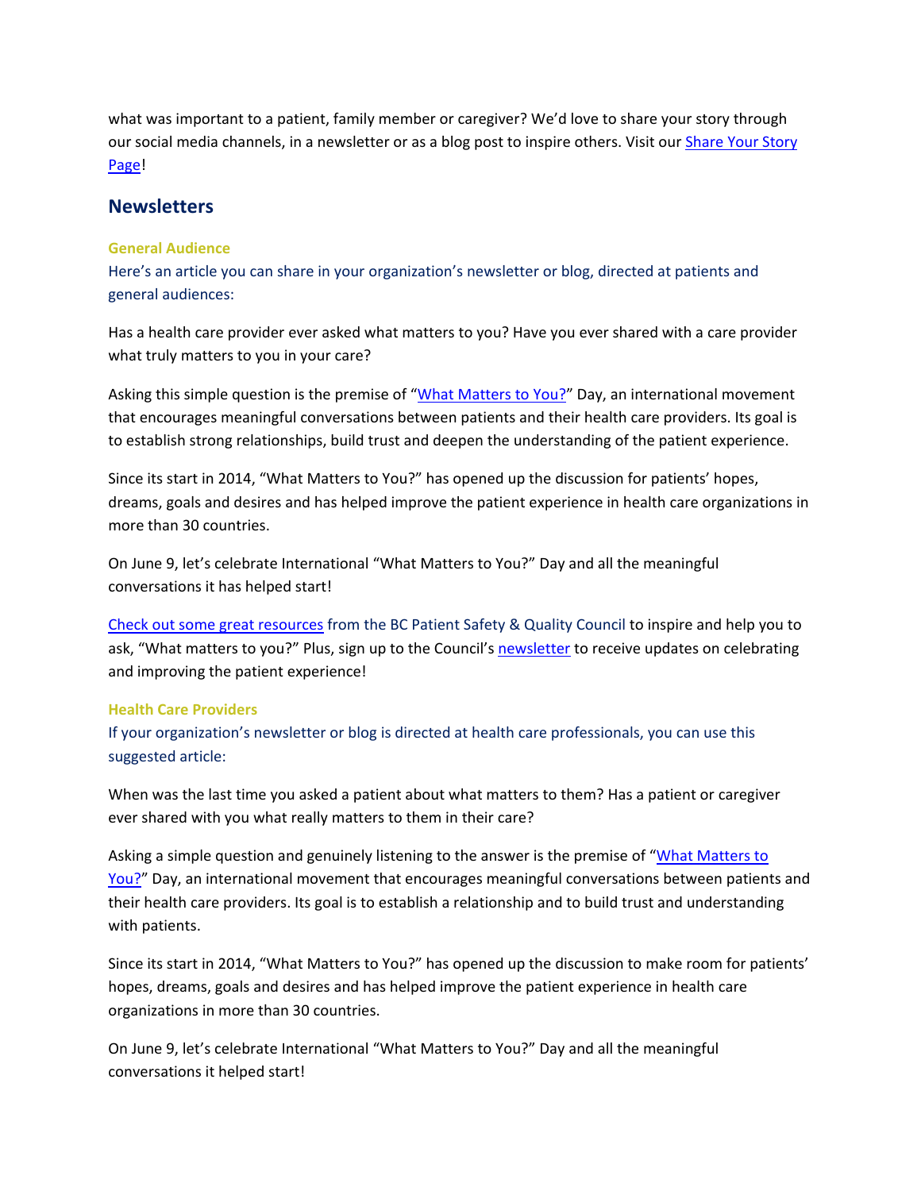what was important to a patient, family member or caregiver? We'd love to share your story through our social media channels, in a newsletter or as a blog post to inspire others. Visit our Share Your Story Page!

## Newsletters

### General Audience

Here's an article you can share in your organization's newsletter or blog, directed at patients and general audiences:

Has a health care provider ever asked what matters to you? Have you ever shared with a care provider what truly matters to you in your care?

Asking this simple question is the premise of "What Matters to You?" Day, an international movement that encourages meaningful conversations between patients and their health care providers. Its goal is to establish strong relationships, build trust and deepen the understanding of the patient experience.

Since its start in 2014, "What Matters to You?" has opened up the discussion for patients' hopes, dreams, goals and desires and has helped improve the patient experience in health care organizations in more than 30 countries.

On June 9, let's celebrate International "What Matters to You?" Day and all the meaningful conversations it has helped start!

Check out some great resources from the BC Patient Safety & Quality Council to inspire and help you to ask, "What matters to you?" Plus, sign up to the Council's newsletter to receive updates on celebrating and improving the patient experience!

### Health Care Providers

If your organization's newsletter or blog is directed at health care professionals, you can use this suggested article:

When was the last time you asked a patient about what matters to them? Has a patient or caregiver ever shared with you what really matters to them in their care?

Asking a simple question and genuinely listening to the answer is the premise of "What Matters to You?" Day, an international movement that encourages meaningful conversations between patients and their health care providers. Its goal is to establish a relationship and to build trust and understanding with patients.

Since its start in 2014, "What Matters to You?" has opened up the discussion to make room for patients' hopes, dreams, goals and desires and has helped improve the patient experience in health care organizations in more than 30 countries.

On June 9, let's celebrate International "What Matters to You?" Day and all the meaningful conversations it helped start!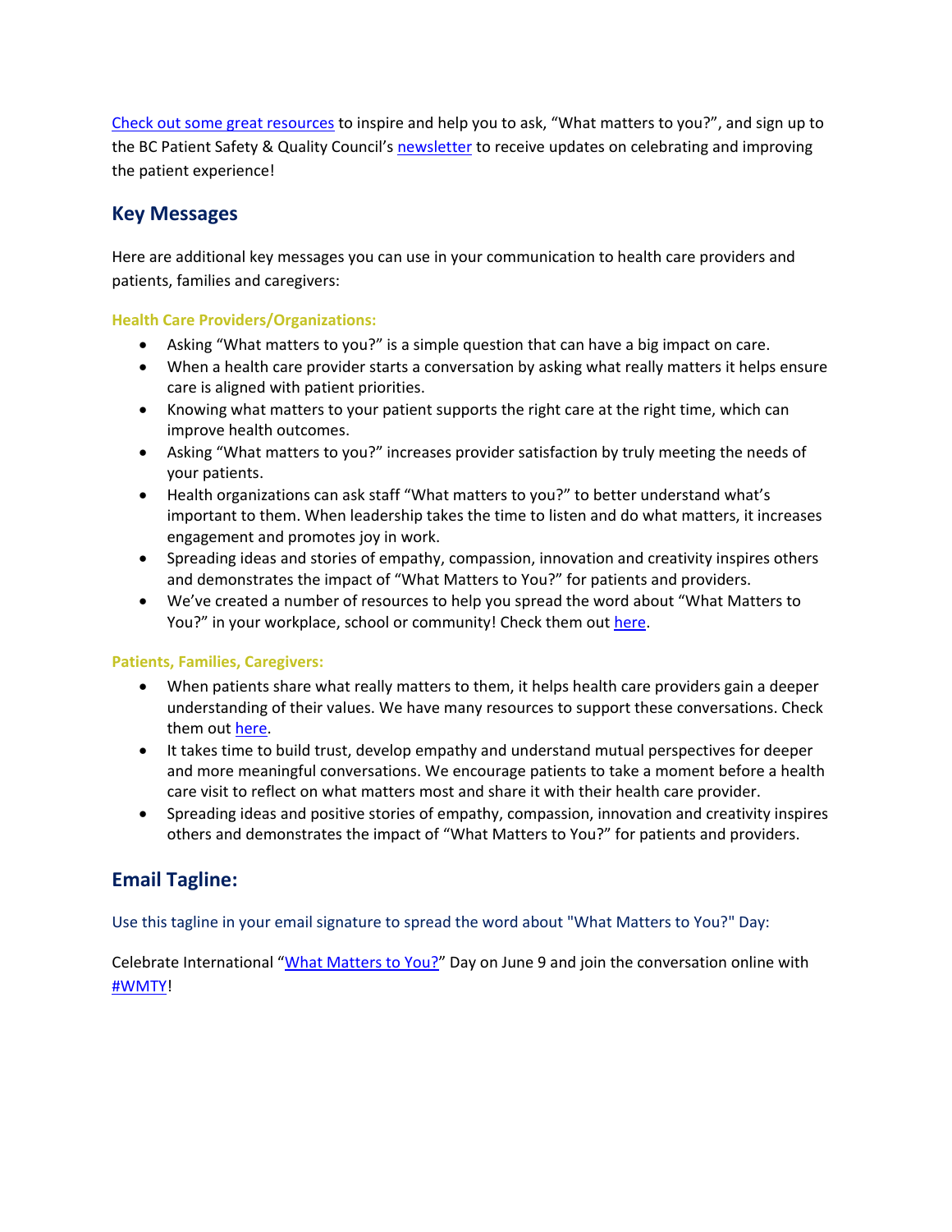Check out some great resources to inspire and help you to ask, "What matters to you?", and sign up to the BC Patient Safety & Quality Council's newsletter to receive updates on celebrating and improving the patient experience!

## Key Messages

Here are additional key messages you can use in your communication to health care providers and patients, families and caregivers:

**Health Care Providers/Organizations:**

- Asking "What matters to you?" is a simple question that can have a big impact on care.
- When a health care provider starts a conversation by asking what really matters it helps ensure care is aligned with patient priorities.
- Knowing what matters to your patient supports the right care at the right time, which can improve health outcomes.
- Asking "What matters to you?" increases provider satisfaction by truly meeting the needs of your patients.
- Health organizations can ask staff "What matters to you?" to better understand what's important to them. When leadership takes the time to listen and do what matters, it increases engagement and promotes joy in work.
- Spreading ideas and stories of empathy, compassion, innovation and creativity inspires others and demonstrates the impact of "What Matters to You?" for patients and providers.
- We've created a number of resources to help you spread the word about "What Matters to You?" in your workplace, school or community! Check them out here.

**Patients, Families, Caregivers:**

- When patients share what really matters to them, it helps health care providers gain a deeper understanding of their values. We have many resources to support these conversations. Check them out here.
- It takes time to build trust, develop empathy and understand mutual perspectives for deeper and more meaningful conversations. We encourage patients to take a moment before a health care visit to reflect on what matters most and share it with their health care provider.
- Spreading ideas and positive stories of empathy, compassion, innovation and creativity inspires others and demonstrates the impact of "What Matters to You?" for patients and providers.

## Email Tagline:

Use this tagline in your email signature to spread the word about "What Matters to You?" Day:

Celebrate International "What Matters to You?" Day on June 9 and join the conversation online with #WMTY!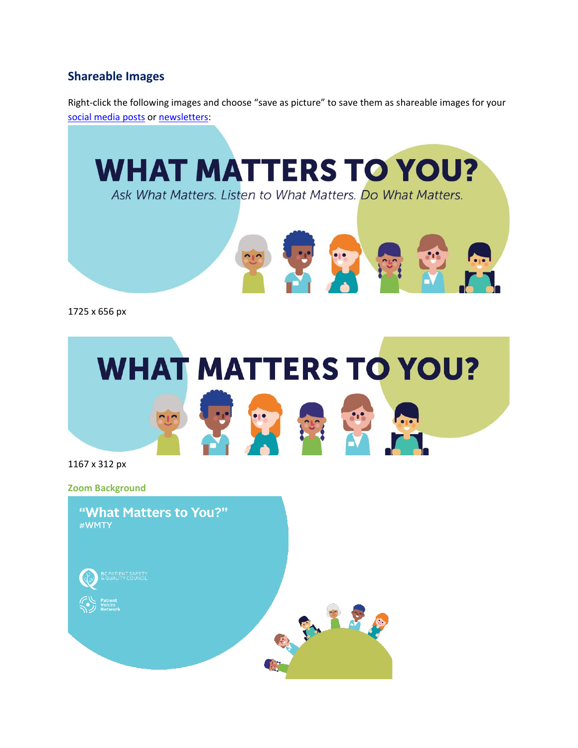## Shareable Images

Right-click the following images and choose "save as picture" to save them as shareable images for your [social media posts](social media posts) or [newsletters](newsletters):

1725 x 656 px

1167 x 312 px

### Zoom Background